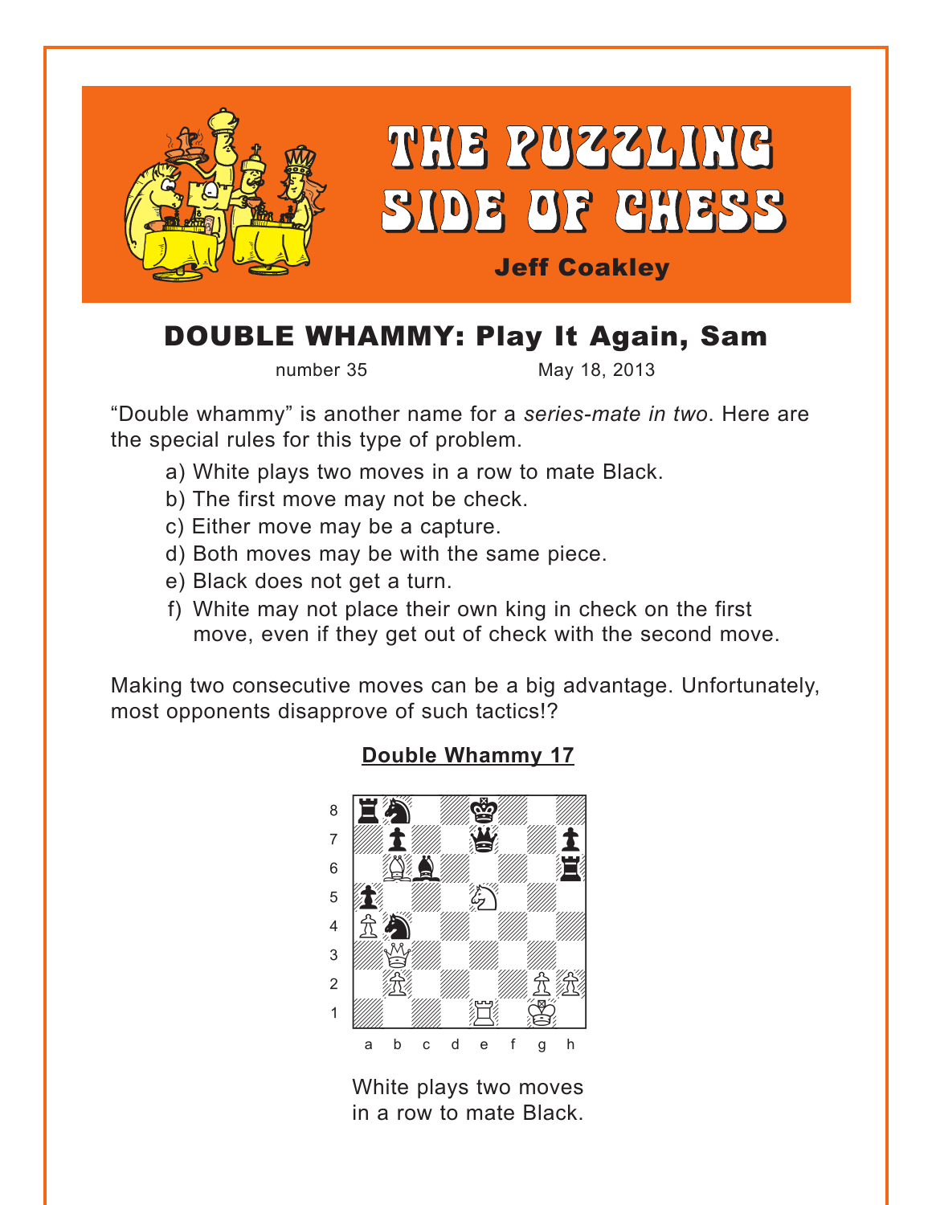# THE PUZZLING SIDE OF CHESS

**Jeff Coakley**

## DOUBLE WHAMMY: Play It Again, Sam

number 35 May 18, 2013

"Double whammy" is another name for a *series-mate in two*. Here are the special rules for this type of problem.

a) White plays two moves in a row to mate Black.
b) The first move may not be check.
c) Either move may be a capture.
d) Both moves may be with the same piece.
e) Black does not get a turn.
f) White may not place their own king in check on the first move, even if they get out of check with the second move.

Making two consecutive moves can be a big advantage. Unfortunately, most opponents disapprove of such tactics!?

### Double Whammy 17

White plays two moves in a row to mate Black.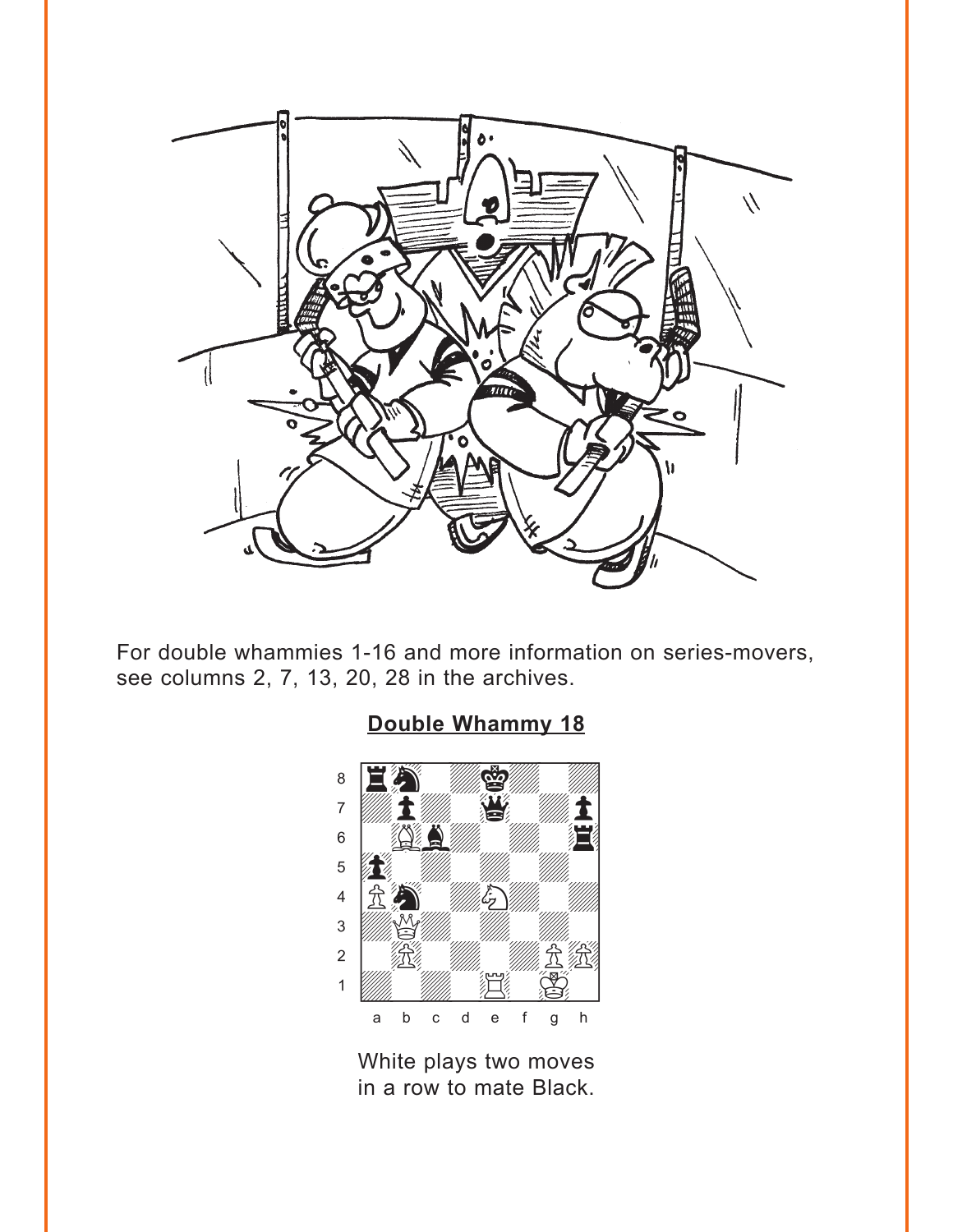For double whammies 1-16 and more information on series-movers, see columns 2, 7, 13, 20, 28 in the archives.

**Double Whammy 18**

White plays two moves in a row to mate Black.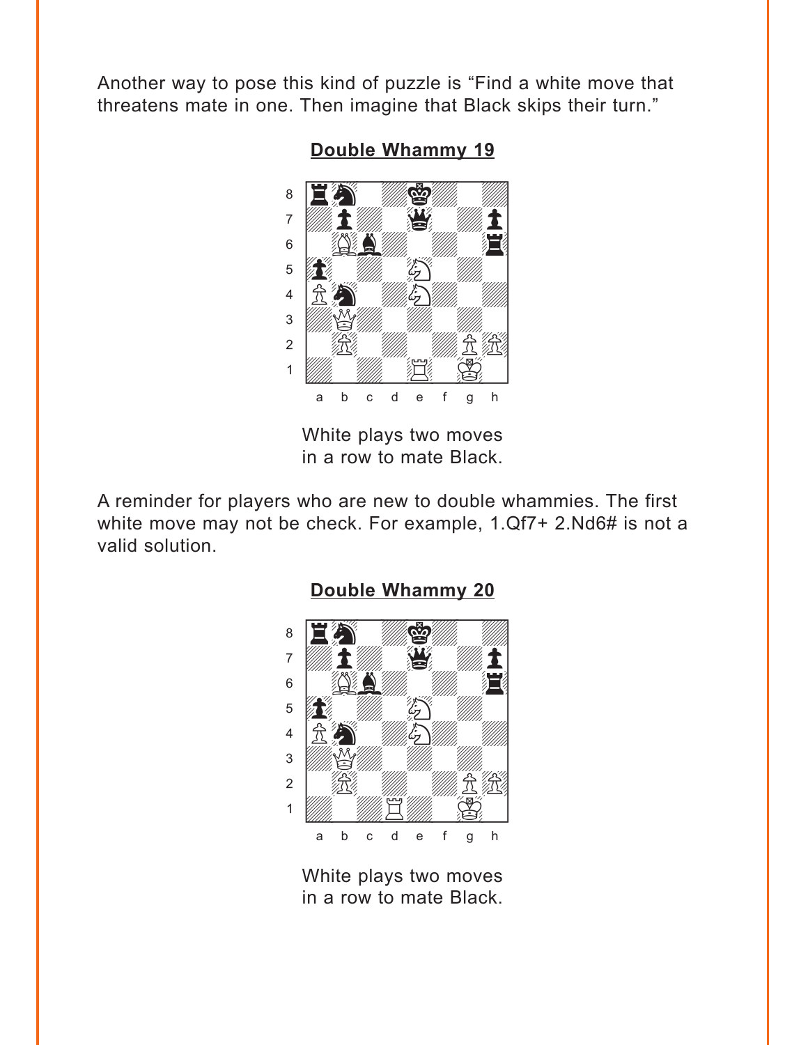Another way to pose this kind of puzzle is “Find a white move that threatens mate in one. Then imagine that Black skips their turn.”

## Double Whammy 19

White plays two moves
in a row to mate Black.

A reminder for players who are new to double whammies. The first white move may not be check. For example, 1.Qf7+ 2.Nd6# is not a valid solution.

## Double Whammy 20

White plays two moves
in a row to mate Black.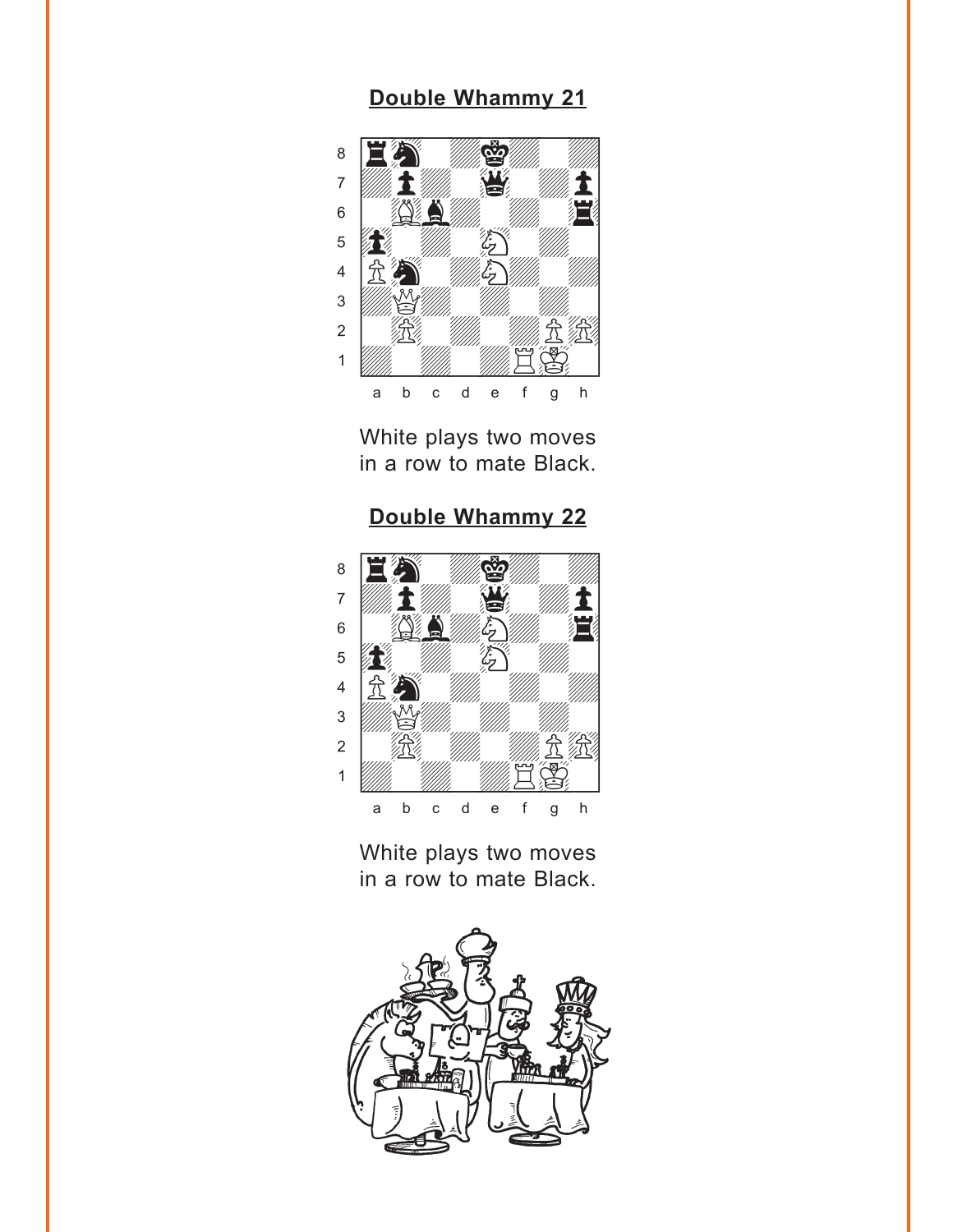## Double Whammy 21

White plays two moves in a row to mate Black.

## Double Whammy 22

White plays two moves in a row to mate Black.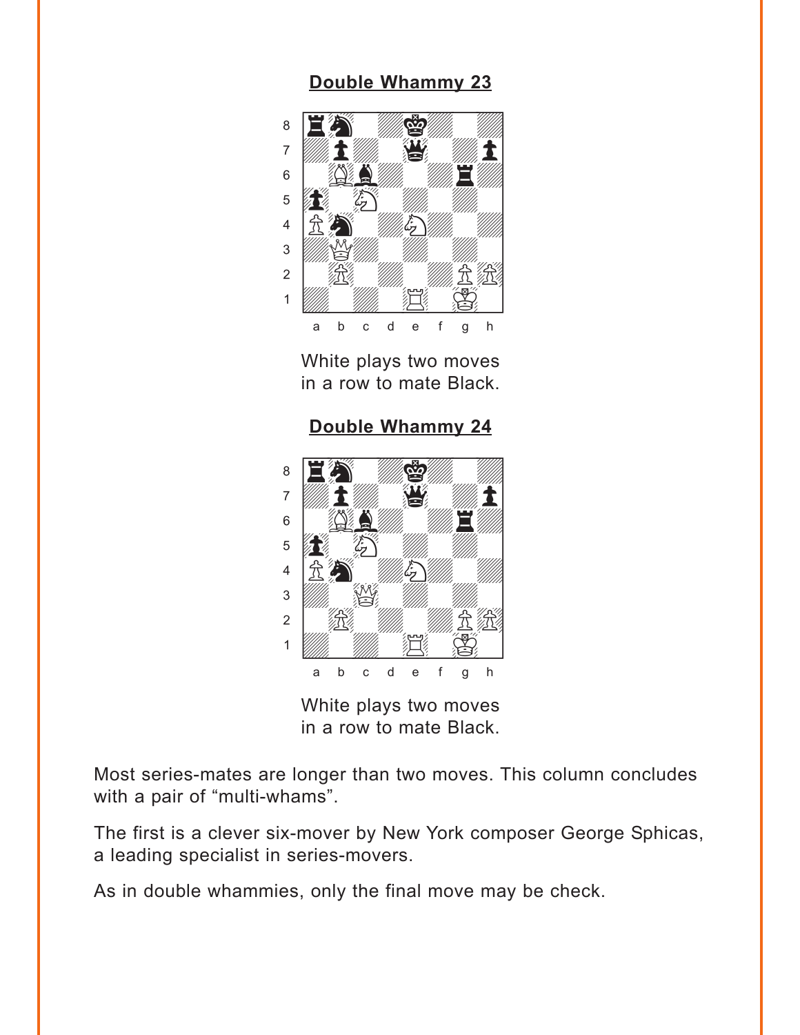## Double Whammy 23

White plays two moves in a row to mate Black.

## Double Whammy 24

White plays two moves in a row to mate Black.

Most series-mates are longer than two moves. This column concludes with a pair of “multi-whams”.

The first is a clever six-mover by New York composer George Sphicas, a leading specialist in series-movers.

As in double whammies, only the final move may be check.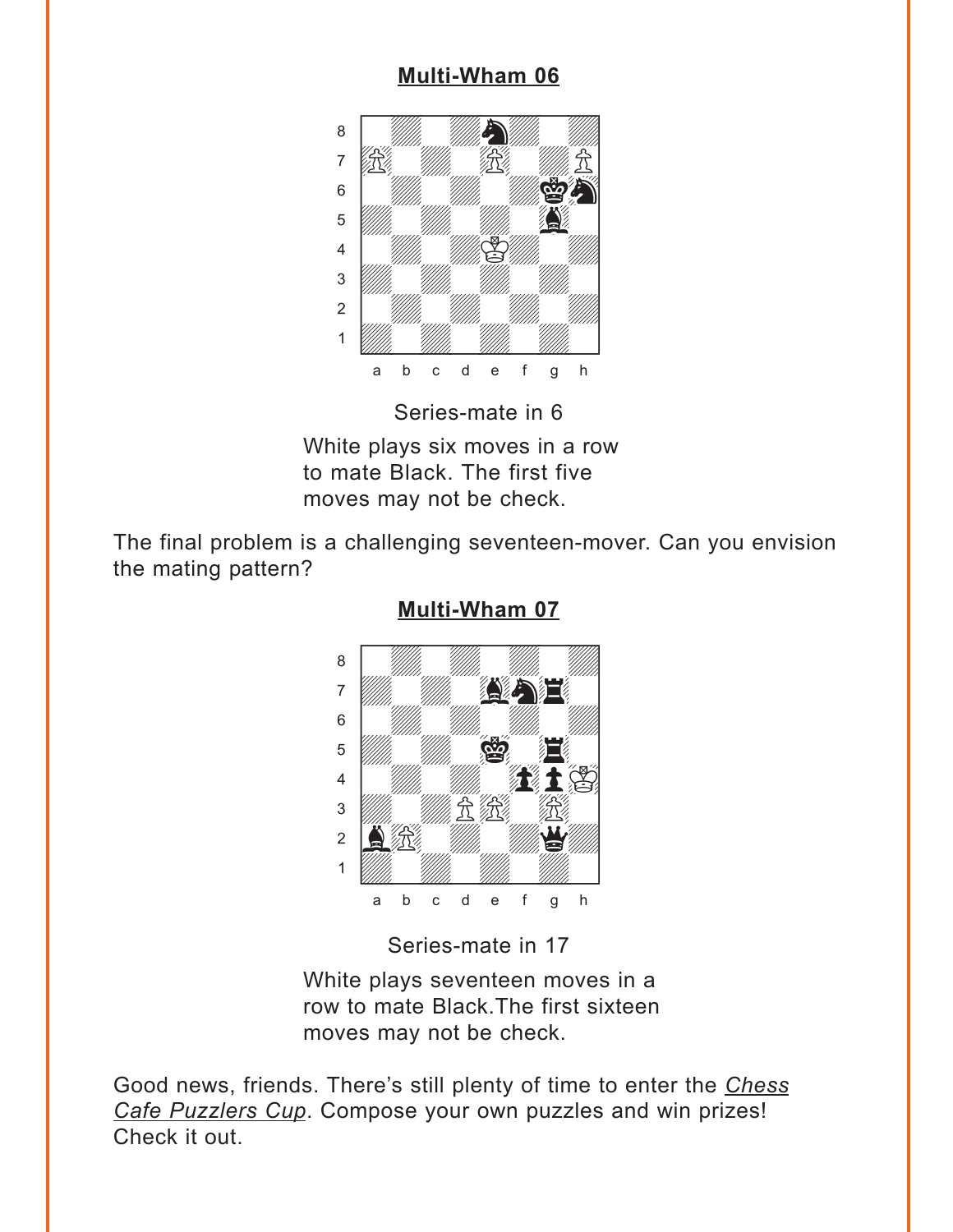**Multi-Wham 06**

Series-mate in 6

White plays six moves in a row to mate Black. The first five moves may not be check.

The final problem is a challenging seventeen-mover. Can you envision the mating pattern?

**Multi-Wham 07**

Series-mate in 17

White plays seventeen moves in a row to mate Black.The first sixteen moves may not be check.

Good news, friends. There's still plenty of time to enter the *Chess Cafe Puzzlers Cup*. Compose your own puzzles and win prizes! Check it out.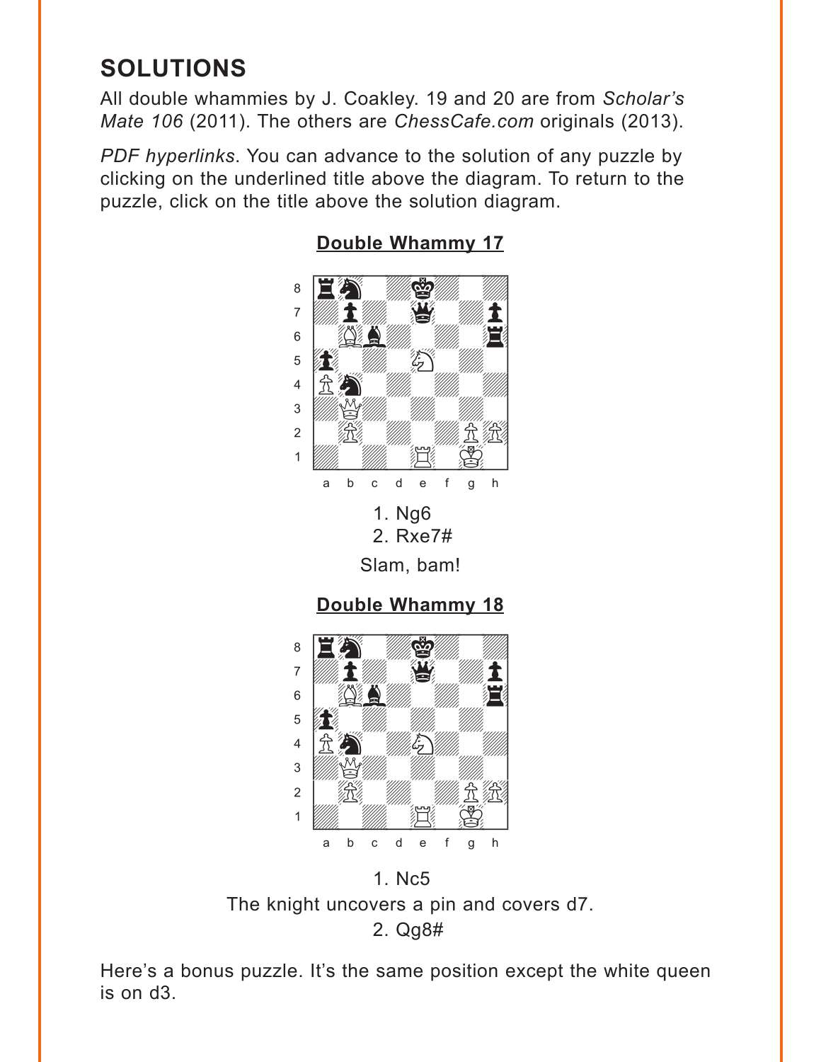## SOLUTIONS

All double whammies by J. Coakley. 19 and 20 are from *Scholar's Mate 106* (2011). The others are *ChessCafe.com* originals (2013).

*PDF hyperlinks*. You can advance to the solution of any puzzle by clicking on the underlined title above the diagram. To return to the puzzle, click on the title above the solution diagram.

### Double Whammy 17

1. Ng6
2. Rxe7#

Slam, bam!

### Double Whammy 18

1. Nc5

The knight uncovers a pin and covers d7.

2. Qg8#

Here's a bonus puzzle. It's the same position except the white queen is on d3.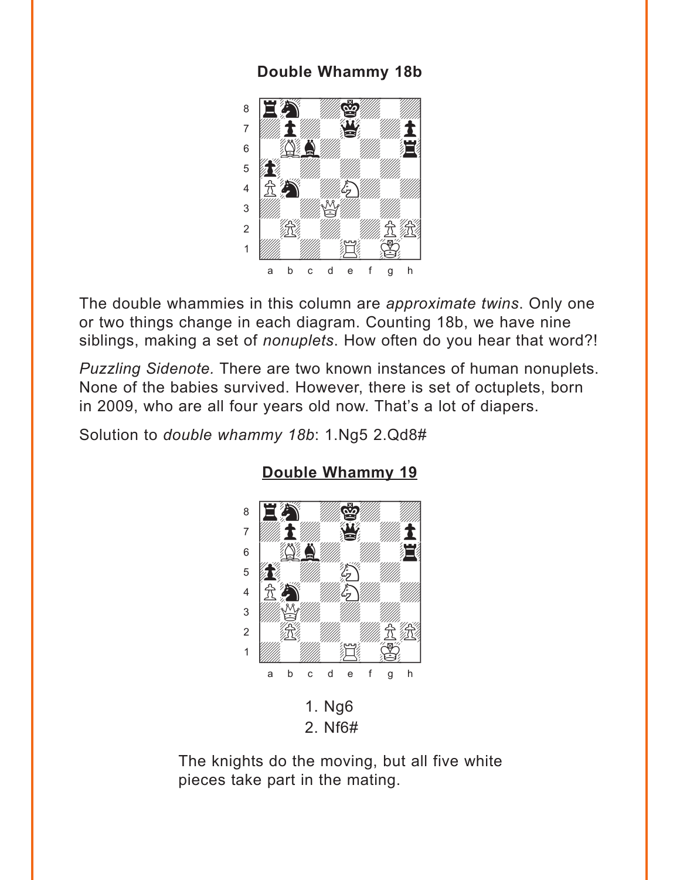**Double Whammy 18b**

The double whammies in this column are *approximate twins*. Only one or two things change in each diagram. Counting 18b, we have nine siblings, making a set of *nonuplets*. How often do you hear that word?!

*Puzzling Sidenote.* There are two known instances of human nonuplets. None of the babies survived. However, there is set of octuplets, born in 2009, who are all four years old now. That's a lot of diapers.

Solution to *double whammy 18b*: 1.Ng5 2.Qd8#

**Double Whammy 19**

1. Ng6
2. Nf6#

The knights do the moving, but all five white pieces take part in the mating.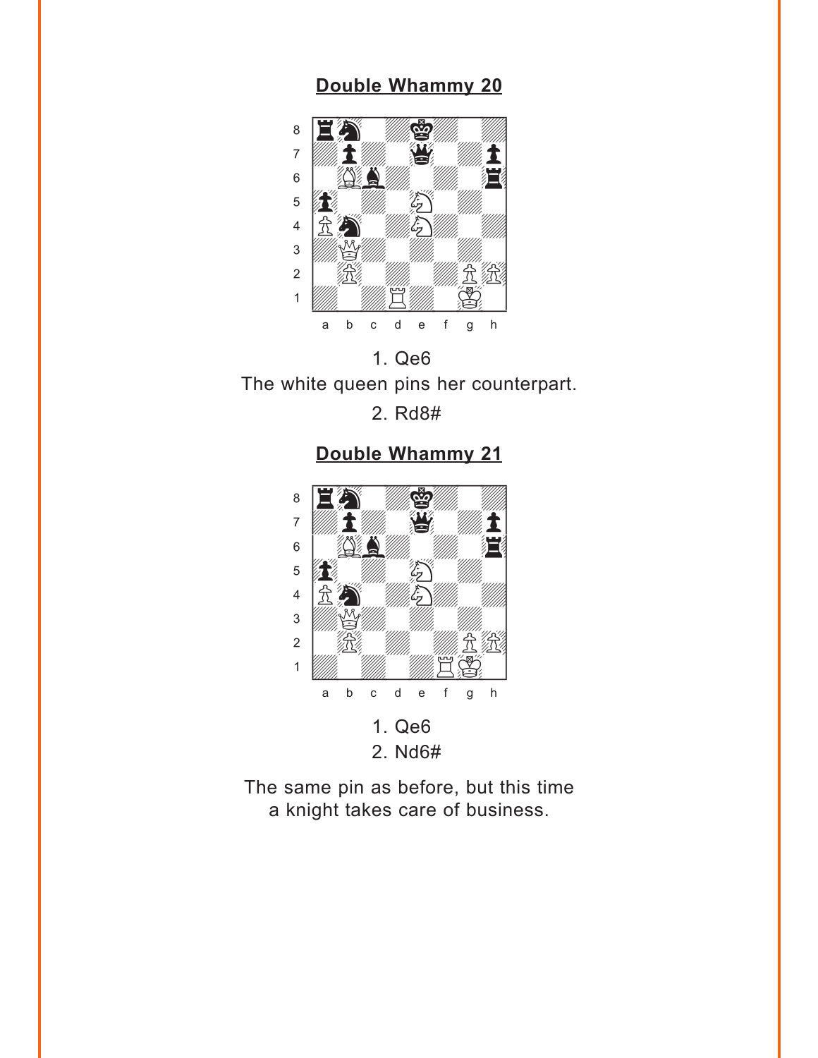## Double Whammy 20

1. Qe6

The white queen pins her counterpart.

2. Rd8#

## Double Whammy 21

1. Qe6
2. Nd6#

The same pin as before, but this time a knight takes care of business.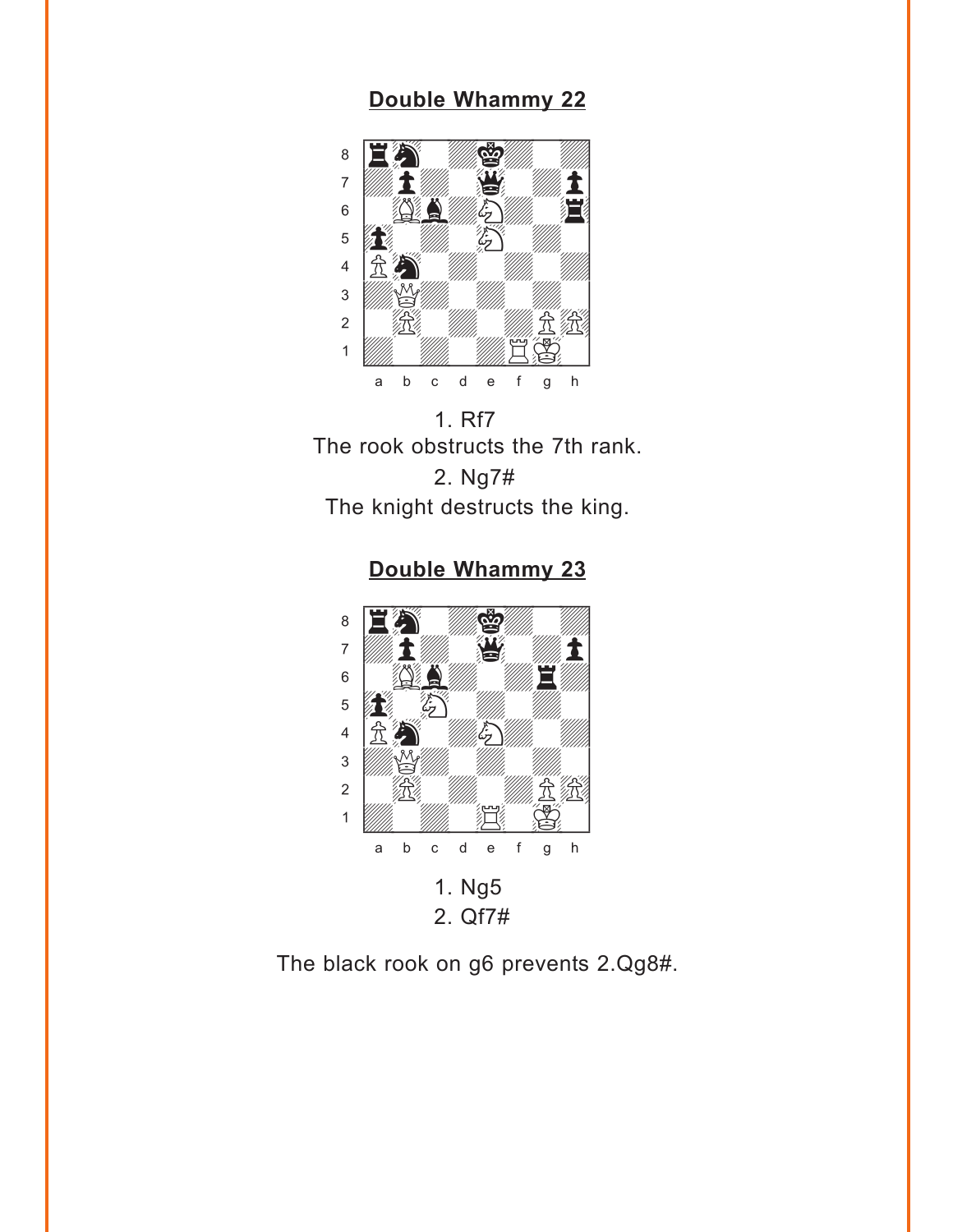## Double Whammy 22

1. Rf7

The rook obstructs the 7th rank.

2. Ng7#

The knight destructs the king.

## Double Whammy 23

1. Ng5

2. Qf7#

The black rook on g6 prevents 2.Qg8#.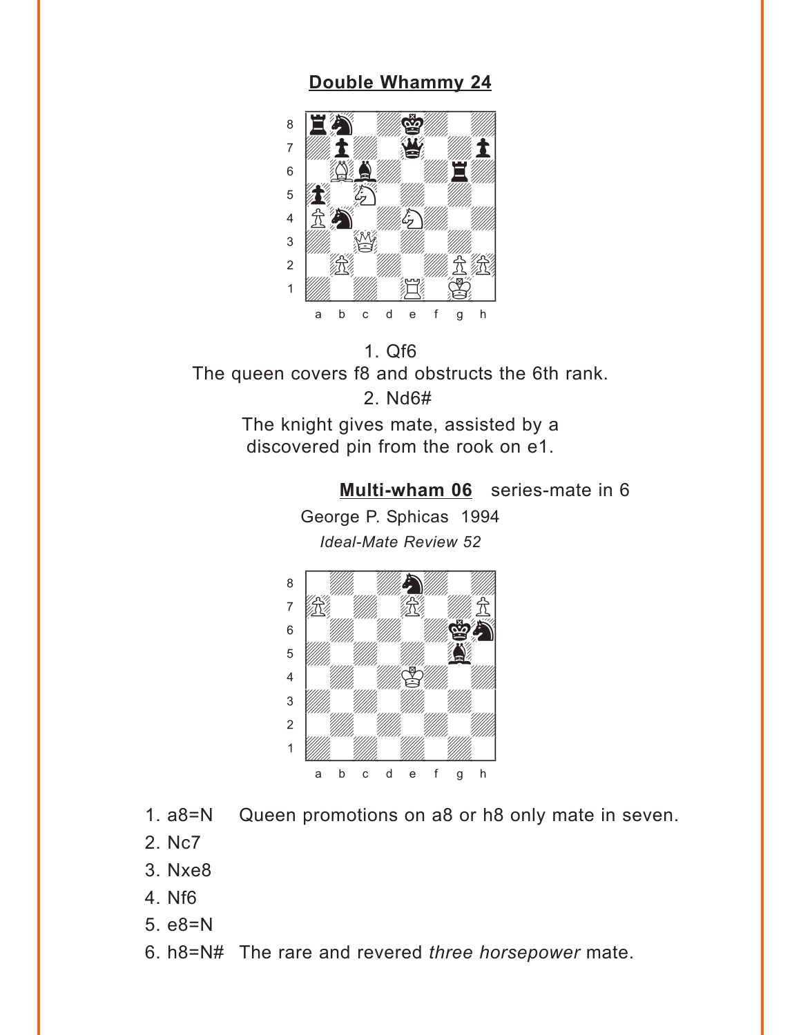## Double Whammy 24

1. Qf6

The queen covers f8 and obstructs the 6th rank.

2. Nd6#

The knight gives mate, assisted by a discovered pin from the rook on e1.

## Multi-wham 06 series-mate in 6

George P. Sphicas 1994

*Ideal-Mate Review 52*

1. a8=N Queen promotions on a8 or h8 only mate in seven.
2. Nc7
3. Nxe8
4. Nf6
5. e8=N
6. h8=N# The rare and revered *three horsepower* mate.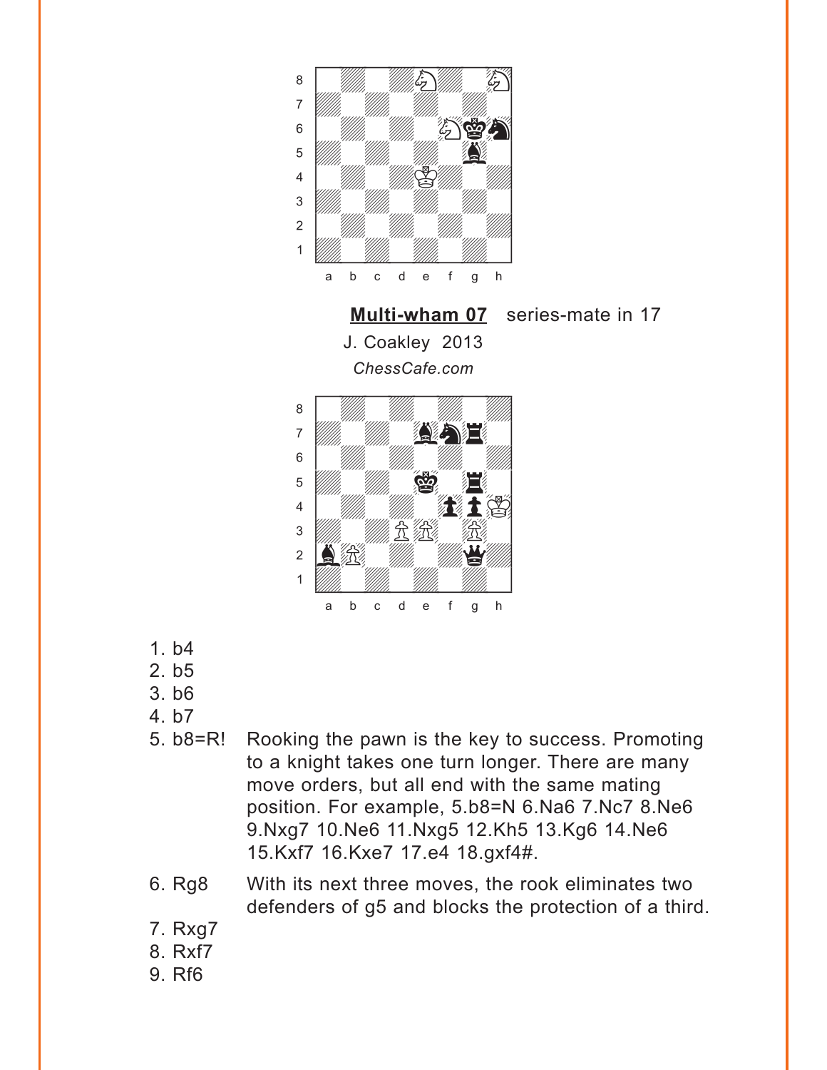**Multi-wham 07** series-mate in 17

J. Coakley 2013

*ChessCafe.com*

1. b4
2. b5
3. b6
4. b7
5. b8=R! Rooking the pawn is the key to success. Promoting to a knight takes one turn longer. There are many move orders, but all end with the same mating position. For example, 5.b8=N 6.Na6 7.Nc7 8.Ne6 9.Nxg7 10.Ne6 11.Nxg5 12.Kh5 13.Kg6 14.Ne6 15.Kxf7 16.Kxe7 17.e4 18.gxf4#.
6. Rg8 With its next three moves, the rook eliminates two defenders of g5 and blocks the protection of a third.
7. Rxg7
8. Rxf7
9. Rf6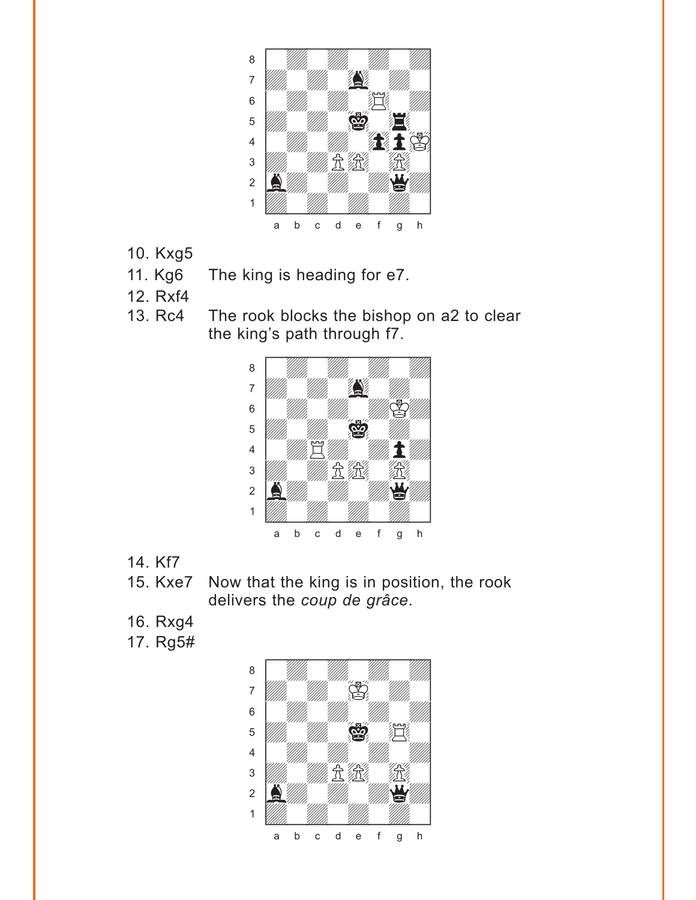10. Kxg5
11. Kg6 The king is heading for e7.
12. Rxf4
13. Rc4 The rook blocks the bishop on a2 to clear the king's path through f7.

14. Kf7
15. Kxe7 Now that the king is in position, the rook delivers the *coup de grâce*.
16. Rxg4
17. Rg5#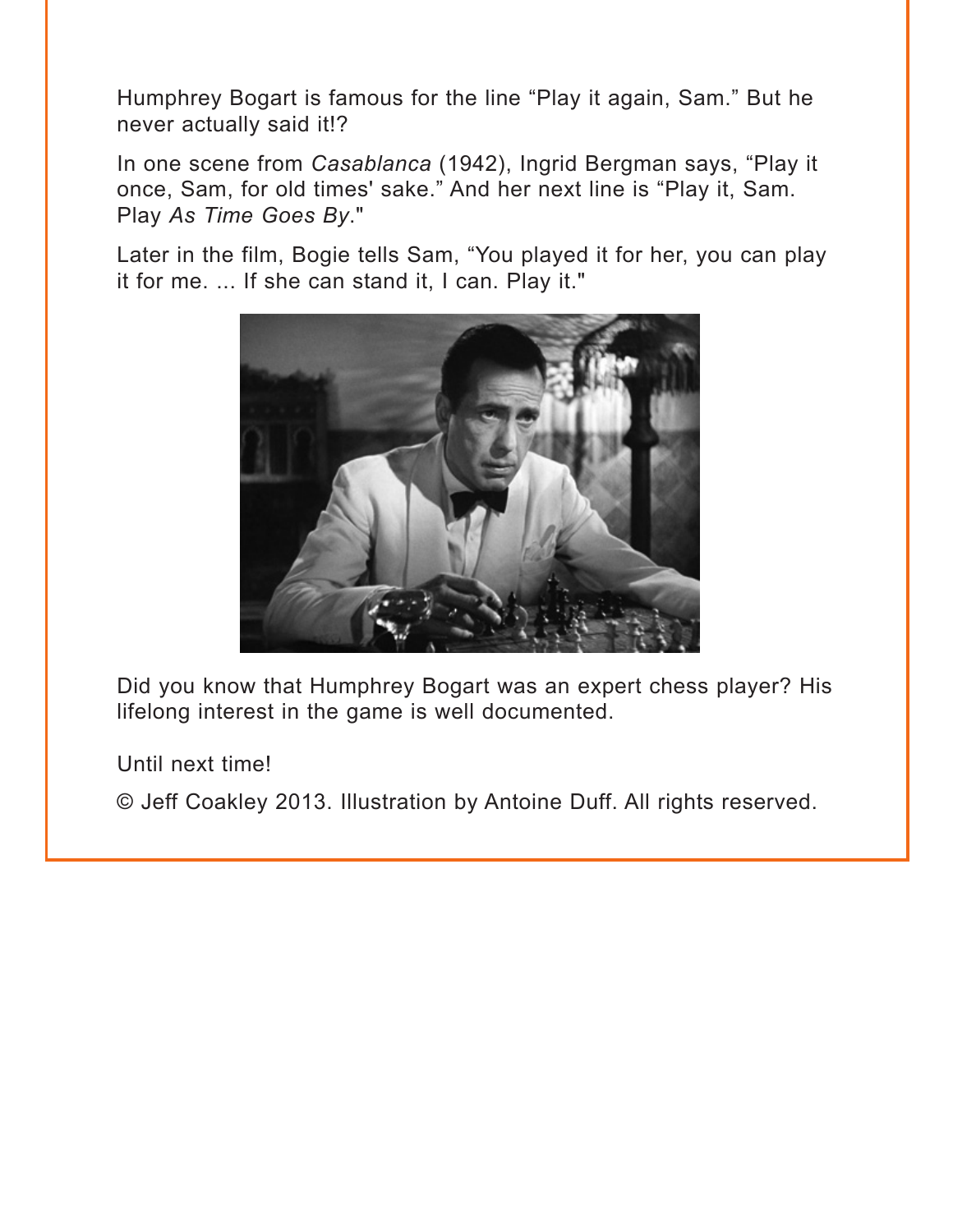Humphrey Bogart is famous for the line "Play it again, Sam." But he never actually said it!?

In one scene from *Casablanca* (1942), Ingrid Bergman says, "Play it once, Sam, for old times' sake." And her next line is "Play it, Sam. Play *As Time Goes By*."

Later in the film, Bogie tells Sam, "You played it for her, you can play it for me. ... If she can stand it, I can. Play it."

Did you know that Humphrey Bogart was an expert chess player? His lifelong interest in the game is well documented.

Until next time!

© Jeff Coakley 2013. Illustration by Antoine Duff. All rights reserved.